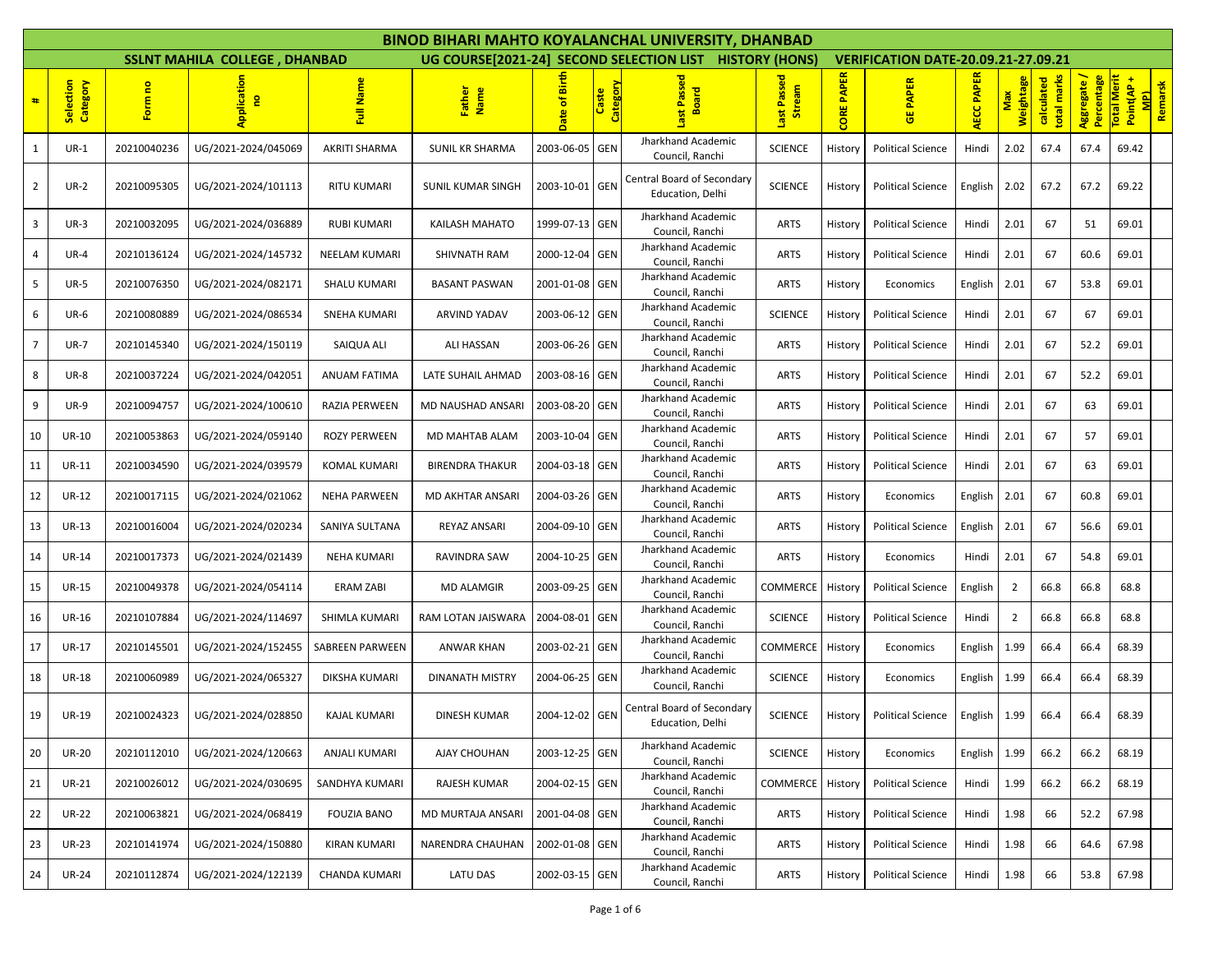# BINOD BIHARI MAHTO KOYALANCHAL UNIVERSITY, DHANBAD

## SSLNT MAHILA COLLEGE , DHANBAD — UG COURSE[2021-24] SECOND SELECTION LIST HISTORY (HONS) — VERIFICATION DATE-20.09.21-27.09.21

| # | Selection Category | Form no | Application no | Full Name | Father Name | Date of Birth | Caste Category | Last Passed Board | Last Passed Stream | CORE PAPER | GE PAPER | AECC PAPER | Max Weightage | calculated total marks | Aggregate / Percentage | Total Merit Point(AP + MP) | Remarsk |
|---|---|---|---|---|---|---|---|---|---|---|---|---|---|---|---|---|---|
| 1 | UR-1 | 20210040236 | UG/2021-2024/045069 | AKRITI SHARMA | SUNIL KR SHARMA | 2003-06-05 | GEN | Jharkhand Academic Council, Ranchi | SCIENCE | History | Political Science | Hindi | 2.02 | 67.4 | 67.4 | 69.42 | |
| 2 | UR-2 | 20210095305 | UG/2021-2024/101113 | RITU KUMARI | SUNIL KUMAR SINGH | 2003-10-01 | GEN | Central Board of Secondary Education, Delhi | SCIENCE | History | Political Science | English | 2.02 | 67.2 | 67.2 | 69.22 | |
| 3 | UR-3 | 20210032095 | UG/2021-2024/036889 | RUBI KUMARI | KAILASH MAHATO | 1999-07-13 | GEN | Jharkhand Academic Council, Ranchi | ARTS | History | Political Science | Hindi | 2.01 | 67 | 51 | 69.01 | |
| 4 | UR-4 | 20210136124 | UG/2021-2024/145732 | NEELAM KUMARI | SHIVNATH RAM | 2000-12-04 | GEN | Jharkhand Academic Council, Ranchi | ARTS | History | Political Science | Hindi | 2.01 | 67 | 60.6 | 69.01 | |
| 5 | UR-5 | 20210076350 | UG/2021-2024/082171 | SHALU KUMARI | BASANT PASWAN | 2001-01-08 | GEN | Jharkhand Academic Council, Ranchi | ARTS | History | Economics | English | 2.01 | 67 | 53.8 | 69.01 | |
| 6 | UR-6 | 20210080889 | UG/2021-2024/086534 | SNEHA KUMARI | ARVIND YADAV | 2003-06-12 | GEN | Jharkhand Academic Council, Ranchi | SCIENCE | History | Political Science | Hindi | 2.01 | 67 | 67 | 69.01 | |
| 7 | UR-7 | 20210145340 | UG/2021-2024/150119 | SAIQUA ALI | ALI HASSAN | 2003-06-26 | GEN | Jharkhand Academic Council, Ranchi | ARTS | History | Political Science | Hindi | 2.01 | 67 | 52.2 | 69.01 | |
| 8 | UR-8 | 20210037224 | UG/2021-2024/042051 | ANUAM FATIMA | LATE SUHAIL AHMAD | 2003-08-16 | GEN | Jharkhand Academic Council, Ranchi | ARTS | History | Political Science | Hindi | 2.01 | 67 | 52.2 | 69.01 | |
| 9 | UR-9 | 20210094757 | UG/2021-2024/100610 | RAZIA PERWEEN | MD NAUSHAD ANSARI | 2003-08-20 | GEN | Jharkhand Academic Council, Ranchi | ARTS | History | Political Science | Hindi | 2.01 | 67 | 63 | 69.01 | |
| 10 | UR-10 | 20210053863 | UG/2021-2024/059140 | ROZY PERWEEN | MD MAHTAB ALAM | 2003-10-04 | GEN | Jharkhand Academic Council, Ranchi | ARTS | History | Political Science | Hindi | 2.01 | 67 | 57 | 69.01 | |
| 11 | UR-11 | 20210034590 | UG/2021-2024/039579 | KOMAL KUMARI | BIRENDRA THAKUR | 2004-03-18 | GEN | Jharkhand Academic Council, Ranchi | ARTS | History | Political Science | Hindi | 2.01 | 67 | 63 | 69.01 | |
| 12 | UR-12 | 20210017115 | UG/2021-2024/021062 | NEHA PARWEEN | MD AKHTAR ANSARI | 2004-03-26 | GEN | Jharkhand Academic Council, Ranchi | ARTS | History | Economics | English | 2.01 | 67 | 60.8 | 69.01 | |
| 13 | UR-13 | 20210016004 | UG/2021-2024/020234 | SANIYA SULTANA | REYAZ ANSARI | 2004-09-10 | GEN | Jharkhand Academic Council, Ranchi | ARTS | History | Political Science | English | 2.01 | 67 | 56.6 | 69.01 | |
| 14 | UR-14 | 20210017373 | UG/2021-2024/021439 | NEHA KUMARI | RAVINDRA SAW | 2004-10-25 | GEN | Jharkhand Academic Council, Ranchi | ARTS | History | Economics | Hindi | 2.01 | 67 | 54.8 | 69.01 | |
| 15 | UR-15 | 20210049378 | UG/2021-2024/054114 | ERAM ZABI | MD ALAMGIR | 2003-09-25 | GEN | Jharkhand Academic Council, Ranchi | COMMERCE | History | Political Science | English | 2 | 66.8 | 66.8 | 68.8 | |
| 16 | UR-16 | 20210107884 | UG/2021-2024/114697 | SHIMLA KUMARI | RAM LOTAN JAISWARA | 2004-08-01 | GEN | Jharkhand Academic Council, Ranchi | SCIENCE | History | Political Science | Hindi | 2 | 66.8 | 66.8 | 68.8 | |
| 17 | UR-17 | 20210145501 | UG/2021-2024/152455 | SABREEN PARWEEN | ANWAR KHAN | 2003-02-21 | GEN | Jharkhand Academic Council, Ranchi | COMMERCE | History | Economics | English | 1.99 | 66.4 | 66.4 | 68.39 | |
| 18 | UR-18 | 20210060989 | UG/2021-2024/065327 | DIKSHA KUMARI | DINANATH MISTRY | 2004-06-25 | GEN | Jharkhand Academic Council, Ranchi | SCIENCE | History | Economics | English | 1.99 | 66.4 | 66.4 | 68.39 | |
| 19 | UR-19 | 20210024323 | UG/2021-2024/028850 | KAJAL KUMARI | DINESH KUMAR | 2004-12-02 | GEN | Central Board of Secondary Education, Delhi | SCIENCE | History | Political Science | English | 1.99 | 66.4 | 66.4 | 68.39 | |
| 20 | UR-20 | 20210112010 | UG/2021-2024/120663 | ANJALI KUMARI | AJAY CHOUHAN | 2003-12-25 | GEN | Jharkhand Academic Council, Ranchi | SCIENCE | History | Economics | English | 1.99 | 66.2 | 66.2 | 68.19 | |
| 21 | UR-21 | 20210026012 | UG/2021-2024/030695 | SANDHYA KUMARI | RAJESH KUMAR | 2004-02-15 | GEN | Jharkhand Academic Council, Ranchi | COMMERCE | History | Political Science | Hindi | 1.99 | 66.2 | 66.2 | 68.19 | |
| 22 | UR-22 | 20210063821 | UG/2021-2024/068419 | FOUZIA BANO | MD MURTAJA ANSARI | 2001-04-08 | GEN | Jharkhand Academic Council, Ranchi | ARTS | History | Political Science | Hindi | 1.98 | 66 | 52.2 | 67.98 | |
| 23 | UR-23 | 20210141974 | UG/2021-2024/150880 | KIRAN KUMARI | NARENDRA CHAUHAN | 2002-01-08 | GEN | Jharkhand Academic Council, Ranchi | ARTS | History | Political Science | Hindi | 1.98 | 66 | 64.6 | 67.98 | |
| 24 | UR-24 | 20210112874 | UG/2021-2024/122139 | CHANDA KUMARI | LATU DAS | 2002-03-15 | GEN | Jharkhand Academic Council, Ranchi | ARTS | History | Political Science | Hindi | 1.98 | 66 | 53.8 | 67.98 | |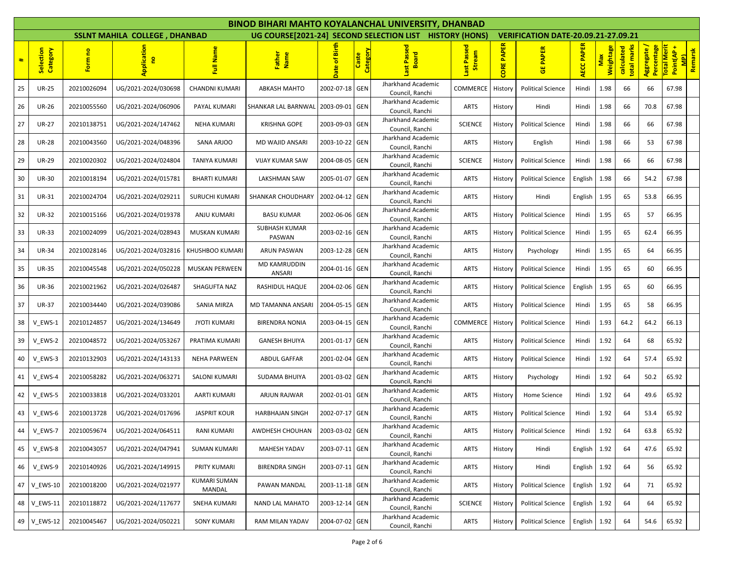# BINOD BIHARI MAHTO KOYALANCHAL UNIVERSITY, DHANBAD

**SSLNT MAHILA COLLEGE , DHANBAD** | **UG COURSE[2021-24] SECOND SELECTION LIST HISTORY (HONS)** | **VERIFICATION DATE-20.09.21-27.09.21**

| # | Selection Category | Form no | Application no | Full Name | Father Name | Date of Birth | Caste Category | Last Passed Board | Last Passed Stream | CORE PAPER | GE PAPER | AECC PAPER | Max Weightage | calculated total marks | Aggregate / Percentage | Total Merit Point(AP + MP) | Remarsk |
|---|---|---|---|---|---|---|---|---|---|---|---|---|---|---|---|---|---|
| 25 | UR-25 | 20210026094 | UG/2021-2024/030698 | CHANDNI KUMARI | ABKASH MAHTO | 2002-07-18 | GEN | Jharkhand Academic Council, Ranchi | COMMERCE | History | Political Science | Hindi | 1.98 | 66 | 66 | 67.98 | |
| 26 | UR-26 | 20210055560 | UG/2021-2024/060906 | PAYAL KUMARI | SHANKAR LAL BARNWAL | 2003-09-01 | GEN | Jharkhand Academic Council, Ranchi | ARTS | History | Hindi | Hindi | 1.98 | 66 | 70.8 | 67.98 | |
| 27 | UR-27 | 20210138751 | UG/2021-2024/147462 | NEHA KUMARI | KRISHNA GOPE | 2003-09-03 | GEN | Jharkhand Academic Council, Ranchi | SCIENCE | History | Political Science | Hindi | 1.98 | 66 | 66 | 67.98 | |
| 28 | UR-28 | 20210043560 | UG/2021-2024/048396 | SANA ARJOO | MD WAJID ANSARI | 2003-10-22 | GEN | Jharkhand Academic Council, Ranchi | ARTS | History | English | Hindi | 1.98 | 66 | 53 | 67.98 | |
| 29 | UR-29 | 20210020302 | UG/2021-2024/024804 | TANIYA KUMARI | VIJAY KUMAR SAW | 2004-08-05 | GEN | Jharkhand Academic Council, Ranchi | SCIENCE | History | Political Science | Hindi | 1.98 | 66 | 66 | 67.98 | |
| 30 | UR-30 | 20210018194 | UG/2021-2024/015781 | BHARTI KUMARI | LAKSHMAN SAW | 2005-01-07 | GEN | Jharkhand Academic Council, Ranchi | ARTS | History | Political Science | English | 1.98 | 66 | 54.2 | 67.98 | |
| 31 | UR-31 | 20210024704 | UG/2021-2024/029211 | SURUCHI KUMARI | SHANKAR CHOUDHARY | 2002-04-12 | GEN | Jharkhand Academic Council, Ranchi | ARTS | History | Hindi | English | 1.95 | 65 | 53.8 | 66.95 | |
| 32 | UR-32 | 20210015166 | UG/2021-2024/019378 | ANJU KUMARI | BASU KUMAR | 2002-06-06 | GEN | Jharkhand Academic Council, Ranchi | ARTS | History | Political Science | Hindi | 1.95 | 65 | 57 | 66.95 | |
| 33 | UR-33 | 20210024099 | UG/2021-2024/028943 | MUSKAN KUMARI | SUBHASH KUMAR PASWAN | 2003-02-16 | GEN | Jharkhand Academic Council, Ranchi | ARTS | History | Political Science | Hindi | 1.95 | 65 | 62.4 | 66.95 | |
| 34 | UR-34 | 20210028146 | UG/2021-2024/032816 | KHUSHBOO KUMARI | ARUN PASWAN | 2003-12-28 | GEN | Jharkhand Academic Council, Ranchi | ARTS | History | Psychology | Hindi | 1.95 | 65 | 64 | 66.95 | |
| 35 | UR-35 | 20210045548 | UG/2021-2024/050228 | MUSKAN PERWEEN | MD KAMRUDDIN ANSARI | 2004-01-16 | GEN | Jharkhand Academic Council, Ranchi | ARTS | History | Political Science | Hindi | 1.95 | 65 | 60 | 66.95 | |
| 36 | UR-36 | 20210021962 | UG/2021-2024/026487 | SHAGUFTA NAZ | RASHIDUL HAQUE | 2004-02-06 | GEN | Jharkhand Academic Council, Ranchi | ARTS | History | Political Science | English | 1.95 | 65 | 60 | 66.95 | |
| 37 | UR-37 | 20210034440 | UG/2021-2024/039086 | SANIA MIRZA | MD TAMANNA ANSARI | 2004-05-15 | GEN | Jharkhand Academic Council, Ranchi | ARTS | History | Political Science | Hindi | 1.95 | 65 | 58 | 66.95 | |
| 38 | V_EWS-1 | 20210124857 | UG/2021-2024/134649 | JYOTI KUMARI | BIRENDRA NONIA | 2003-04-15 | GEN | Jharkhand Academic Council, Ranchi | COMMERCE | History | Political Science | Hindi | 1.93 | 64.2 | 64.2 | 66.13 | |
| 39 | V_EWS-2 | 20210048572 | UG/2021-2024/053267 | PRATIMA KUMARI | GANESH BHUIYA | 2001-01-17 | GEN | Jharkhand Academic Council, Ranchi | ARTS | History | Political Science | Hindi | 1.92 | 64 | 68 | 65.92 | |
| 40 | V_EWS-3 | 20210132903 | UG/2021-2024/143133 | NEHA PARWEEN | ABDUL GAFFAR | 2001-02-04 | GEN | Jharkhand Academic Council, Ranchi | ARTS | History | Political Science | Hindi | 1.92 | 64 | 57.4 | 65.92 | |
| 41 | V_EWS-4 | 20210058282 | UG/2021-2024/063271 | SALONI KUMARI | SUDAMA BHUIYA | 2001-03-02 | GEN | Jharkhand Academic Council, Ranchi | ARTS | History | Psychology | Hindi | 1.92 | 64 | 50.2 | 65.92 | |
| 42 | V_EWS-5 | 20210033818 | UG/2021-2024/033201 | AARTI KUMARI | ARJUN RAJWAR | 2002-01-01 | GEN | Jharkhand Academic Council, Ranchi | ARTS | History | Home Science | Hindi | 1.92 | 64 | 49.6 | 65.92 | |
| 43 | V_EWS-6 | 20210013728 | UG/2021-2024/017696 | JASPRIT KOUR | HARBHAJAN SINGH | 2002-07-17 | GEN | Jharkhand Academic Council, Ranchi | ARTS | History | Political Science | Hindi | 1.92 | 64 | 53.4 | 65.92 | |
| 44 | V_EWS-7 | 20210059674 | UG/2021-2024/064511 | RANI KUMARI | AWDHESH CHOUHAN | 2003-03-02 | GEN | Jharkhand Academic Council, Ranchi | ARTS | History | Political Science | Hindi | 1.92 | 64 | 63.8 | 65.92 | |
| 45 | V_EWS-8 | 20210043057 | UG/2021-2024/047941 | SUMAN KUMARI | MAHESH YADAV | 2003-07-11 | GEN | Jharkhand Academic Council, Ranchi | ARTS | History | Hindi | English | 1.92 | 64 | 47.6 | 65.92 | |
| 46 | V_EWS-9 | 20210140926 | UG/2021-2024/149915 | PRITY KUMARI | BIRENDRA SINGH | 2003-07-11 | GEN | Jharkhand Academic Council, Ranchi | ARTS | History | Hindi | English | 1.92 | 64 | 56 | 65.92 | |
| 47 | V_EWS-10 | 20210018200 | UG/2021-2024/021977 | KUMARI SUMAN MANDAL | PAWAN MANDAL | 2003-11-18 | GEN | Jharkhand Academic Council, Ranchi | ARTS | History | Political Science | English | 1.92 | 64 | 71 | 65.92 | |
| 48 | V_EWS-11 | 20210118872 | UG/2021-2024/117677 | SNEHA KUMARI | NAND LAL MAHATO | 2003-12-14 | GEN | Jharkhand Academic Council, Ranchi | SCIENCE | History | Political Science | English | 1.92 | 64 | 64 | 65.92 | |
| 49 | V_EWS-12 | 20210045467 | UG/2021-2024/050221 | SONY KUMARI | RAM MILAN YADAV | 2004-07-02 | GEN | Jharkhand Academic Council, Ranchi | ARTS | History | Political Science | English | 1.92 | 64 | 54.6 | 65.92 | |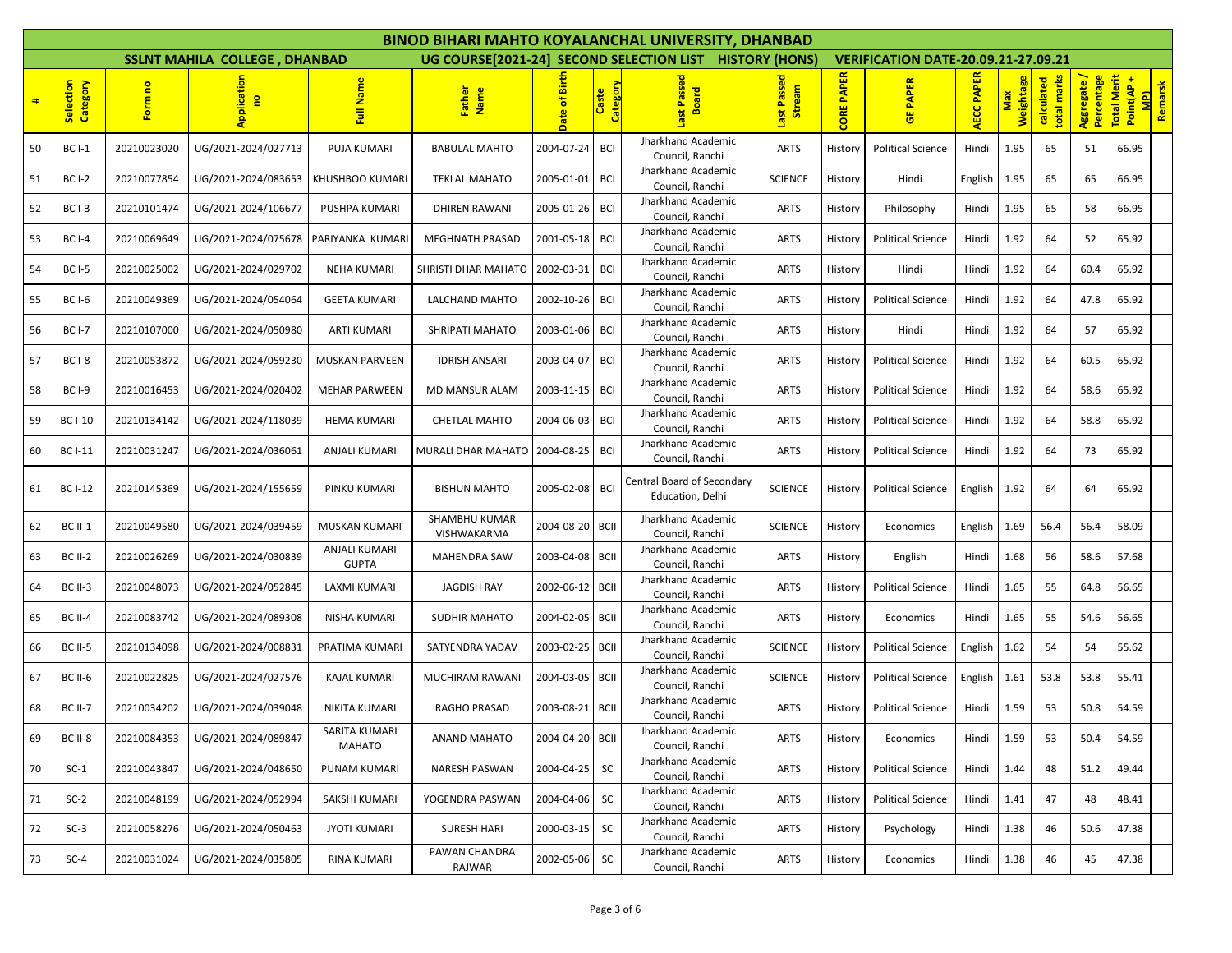# BINOD BIHARI MAHTO KOYALANCHAL UNIVERSITY, DHANBAD

**SSLNT MAHILA COLLEGE , DHANBAD** | **UG COURSE[2021-24] SECOND SELECTION LIST HISTORY (HONS)** | **VERIFICATION DATE-20.09.21-27.09.21**

| # | Selection Category | Form no | Application no | Full Name | Father Name | Date of Birth | Caste Category | Last Passed Board | Last Passed Stream | CORE PAPER | GE PAPER | AECC PAPER | Max Weightage | calculated total marks | Aggregate / Percentage | Total Merit Point(AP + MP) | Remarsk |
|---|---|---|---|---|---|---|---|---|---|---|---|---|---|---|---|---|---|
| 50 | BC I-1 | 20210023020 | UG/2021-2024/027713 | PUJA KUMARI | BABULAL MAHTO | 2004-07-24 | BCI | Jharkhand Academic Council, Ranchi | ARTS | History | Political Science | Hindi | 1.95 | 65 | 51 | 66.95 | |
| 51 | BC I-2 | 20210077854 | UG/2021-2024/083653 | KHUSHBOO KUMARI | TEKLAL MAHATO | 2005-01-01 | BCI | Jharkhand Academic Council, Ranchi | SCIENCE | History | Hindi | English | 1.95 | 65 | 65 | 66.95 | |
| 52 | BC I-3 | 20210101474 | UG/2021-2024/106677 | PUSHPA KUMARI | DHIREN RAWANI | 2005-01-26 | BCI | Jharkhand Academic Council, Ranchi | ARTS | History | Philosophy | Hindi | 1.95 | 65 | 58 | 66.95 | |
| 53 | BC I-4 | 20210069649 | UG/2021-2024/075678 | PARIYANKA KUMARI | MEGHNATH PRASAD | 2001-05-18 | BCI | Jharkhand Academic Council, Ranchi | ARTS | History | Political Science | Hindi | 1.92 | 64 | 52 | 65.92 | |
| 54 | BC I-5 | 20210025002 | UG/2021-2024/029702 | NEHA KUMARI | SHRISTI DHAR MAHATO | 2002-03-31 | BCI | Jharkhand Academic Council, Ranchi | ARTS | History | Hindi | Hindi | 1.92 | 64 | 60.4 | 65.92 | |
| 55 | BC I-6 | 20210049369 | UG/2021-2024/054064 | GEETA KUMARI | LALCHAND MAHTO | 2002-10-26 | BCI | Jharkhand Academic Council, Ranchi | ARTS | History | Political Science | Hindi | 1.92 | 64 | 47.8 | 65.92 | |
| 56 | BC I-7 | 20210107000 | UG/2021-2024/050980 | ARTI KUMARI | SHRIPATI MAHATO | 2003-01-06 | BCI | Jharkhand Academic Council, Ranchi | ARTS | History | Hindi | Hindi | 1.92 | 64 | 57 | 65.92 | |
| 57 | BC I-8 | 20210053872 | UG/2021-2024/059230 | MUSKAN PARVEEN | IDRISH ANSARI | 2003-04-07 | BCI | Jharkhand Academic Council, Ranchi | ARTS | History | Political Science | Hindi | 1.92 | 64 | 60.5 | 65.92 | |
| 58 | BC I-9 | 20210016453 | UG/2021-2024/020402 | MEHAR PARWEEN | MD MANSUR ALAM | 2003-11-15 | BCI | Jharkhand Academic Council, Ranchi | ARTS | History | Political Science | Hindi | 1.92 | 64 | 58.6 | 65.92 | |
| 59 | BC I-10 | 20210134142 | UG/2021-2024/118039 | HEMA KUMARI | CHETLAL MAHTO | 2004-06-03 | BCI | Jharkhand Academic Council, Ranchi | ARTS | History | Political Science | Hindi | 1.92 | 64 | 58.8 | 65.92 | |
| 60 | BC I-11 | 20210031247 | UG/2021-2024/036061 | ANJALI KUMARI | MURALI DHAR MAHATO | 2004-08-25 | BCI | Jharkhand Academic Council, Ranchi | ARTS | History | Political Science | Hindi | 1.92 | 64 | 73 | 65.92 | |
| 61 | BC I-12 | 20210145369 | UG/2021-2024/155659 | PINKU KUMARI | BISHUN MAHTO | 2005-02-08 | BCI | Central Board of Secondary Education, Delhi | SCIENCE | History | Political Science | English | 1.92 | 64 | 64 | 65.92 | |
| 62 | BC II-1 | 20210049580 | UG/2021-2024/039459 | MUSKAN KUMARI | SHAMBHU KUMAR VISHWAKARMA | 2004-08-20 | BCII | Jharkhand Academic Council, Ranchi | SCIENCE | History | Economics | English | 1.69 | 56.4 | 56.4 | 58.09 | |
| 63 | BC II-2 | 20210026269 | UG/2021-2024/030839 | ANJALI KUMARI GUPTA | MAHENDRA SAW | 2003-04-08 | BCII | Jharkhand Academic Council, Ranchi | ARTS | History | English | Hindi | 1.68 | 56 | 58.6 | 57.68 | |
| 64 | BC II-3 | 20210048073 | UG/2021-2024/052845 | LAXMI KUMARI | JAGDISH RAY | 2002-06-12 | BCII | Jharkhand Academic Council, Ranchi | ARTS | History | Political Science | Hindi | 1.65 | 55 | 64.8 | 56.65 | |
| 65 | BC II-4 | 20210083742 | UG/2021-2024/089308 | NISHA KUMARI | SUDHIR MAHATO | 2004-02-05 | BCII | Jharkhand Academic Council, Ranchi | ARTS | History | Economics | Hindi | 1.65 | 55 | 54.6 | 56.65 | |
| 66 | BC II-5 | 20210134098 | UG/2021-2024/008831 | PRATIMA KUMARI | SATYENDRA YADAV | 2003-02-25 | BCII | Jharkhand Academic Council, Ranchi | SCIENCE | History | Political Science | English | 1.62 | 54 | 54 | 55.62 | |
| 67 | BC II-6 | 20210022825 | UG/2021-2024/027576 | KAJAL KUMARI | MUCHIRAM RAWANI | 2004-03-05 | BCII | Jharkhand Academic Council, Ranchi | SCIENCE | History | Political Science | English | 1.61 | 53.8 | 53.8 | 55.41 | |
| 68 | BC II-7 | 20210034202 | UG/2021-2024/039048 | NIKITA KUMARI | RAGHO PRASAD | 2003-08-21 | BCII | Jharkhand Academic Council, Ranchi | ARTS | History | Political Science | Hindi | 1.59 | 53 | 50.8 | 54.59 | |
| 69 | BC II-8 | 20210084353 | UG/2021-2024/089847 | SARITA KUMARI MAHATO | ANAND MAHATO | 2004-04-20 | BCII | Jharkhand Academic Council, Ranchi | ARTS | History | Economics | Hindi | 1.59 | 53 | 50.4 | 54.59 | |
| 70 | SC-1 | 20210043847 | UG/2021-2024/048650 | PUNAM KUMARI | NARESH PASWAN | 2004-04-25 | SC | Jharkhand Academic Council, Ranchi | ARTS | History | Political Science | Hindi | 1.44 | 48 | 51.2 | 49.44 | |
| 71 | SC-2 | 20210048199 | UG/2021-2024/052994 | SAKSHI KUMARI | YOGENDRA PASWAN | 2004-04-06 | SC | Jharkhand Academic Council, Ranchi | ARTS | History | Political Science | Hindi | 1.41 | 47 | 48 | 48.41 | |
| 72 | SC-3 | 20210058276 | UG/2021-2024/050463 | JYOTI KUMARI | SURESH HARI | 2000-03-15 | SC | Jharkhand Academic Council, Ranchi | ARTS | History | Psychology | Hindi | 1.38 | 46 | 50.6 | 47.38 | |
| 73 | SC-4 | 20210031024 | UG/2021-2024/035805 | RINA KUMARI | PAWAN CHANDRA RAJWAR | 2002-05-06 | SC | Jharkhand Academic Council, Ranchi | ARTS | History | Economics | Hindi | 1.38 | 46 | 45 | 47.38 | |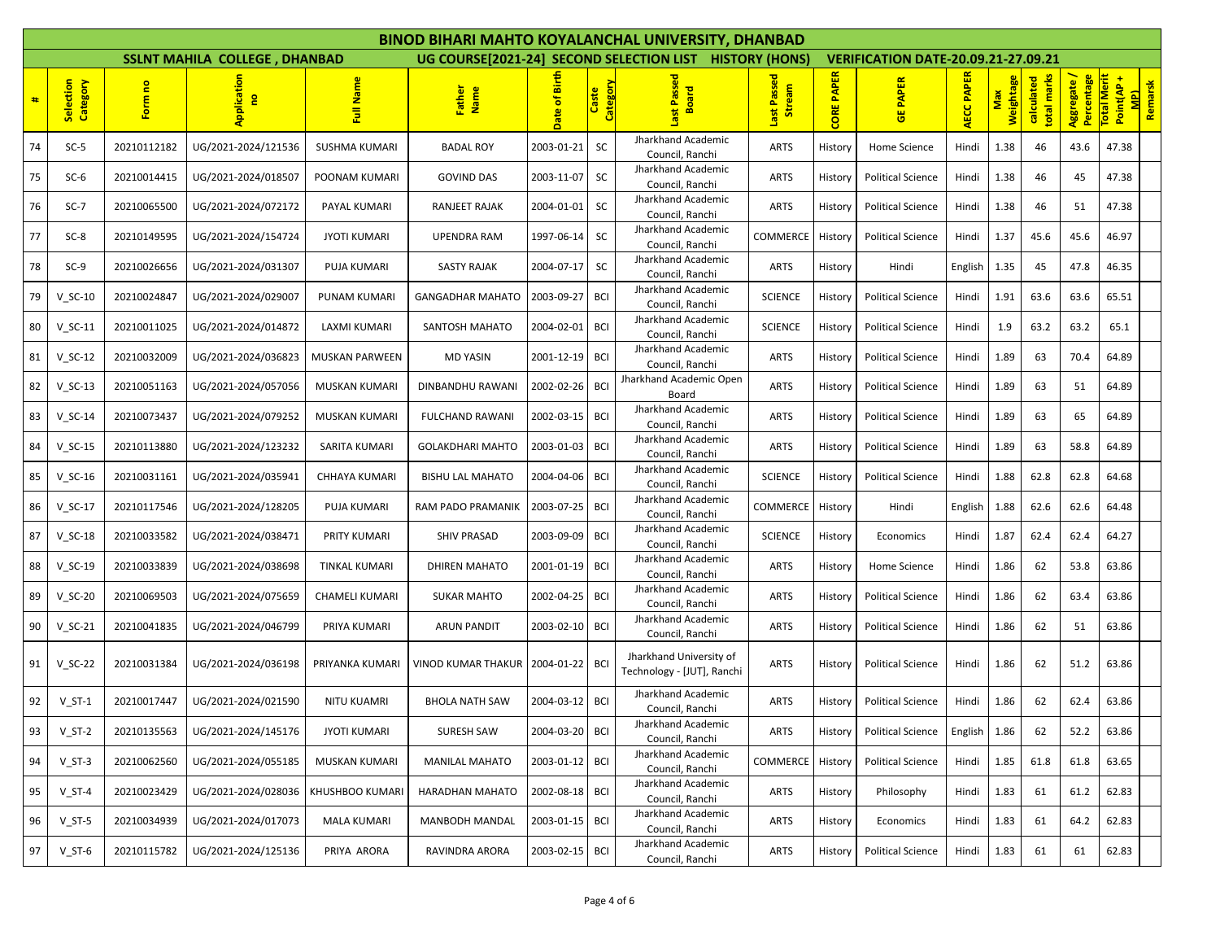# BINOD BIHARI MAHTO KOYALANCHAL UNIVERSITY, DHANBAD

**SSLNT MAHILA COLLEGE , DHANBAD** | **UG COURSE[2021-24] SECOND SELECTION LIST HISTORY (HONS)** | **VERIFICATION DATE-20.09.21-27.09.21**

| # | Selection Category | Form no | Application no | Full Name | Father Name | Date of Birth | Caste Category | Last Passed Board | Last Passed Stream | CORE PAPER | GE PAPER | AECC PAPER | Max Weightage | calculated total marks | Aggregate / Percentage | Total Merit Point(AP + MP) | Remarsk |
|---|---|---|---|---|---|---|---|---|---|---|---|---|---|---|---|---|---|
| 74 | SC-5 | 20210112182 | UG/2021-2024/121536 | SUSHMA KUMARI | BADAL ROY | 2003-01-21 | SC | Jharkhand Academic Council, Ranchi | ARTS | History | Home Science | Hindi | 1.38 | 46 | 43.6 | 47.38 | |
| 75 | SC-6 | 20210014415 | UG/2021-2024/018507 | POONAM KUMARI | GOVIND DAS | 2003-11-07 | SC | Jharkhand Academic Council, Ranchi | ARTS | History | Political Science | Hindi | 1.38 | 46 | 45 | 47.38 | |
| 76 | SC-7 | 20210065500 | UG/2021-2024/072172 | PAYAL KUMARI | RANJEET RAJAK | 2004-01-01 | SC | Jharkhand Academic Council, Ranchi | ARTS | History | Political Science | Hindi | 1.38 | 46 | 51 | 47.38 | |
| 77 | SC-8 | 20210149595 | UG/2021-2024/154724 | JYOTI KUMARI | UPENDRA RAM | 1997-06-14 | SC | Jharkhand Academic Council, Ranchi | COMMERCE | History | Political Science | Hindi | 1.37 | 45.6 | 45.6 | 46.97 | |
| 78 | SC-9 | 20210026656 | UG/2021-2024/031307 | PUJA KUMARI | SASTY RAJAK | 2004-07-17 | SC | Jharkhand Academic Council, Ranchi | ARTS | History | Hindi | English | 1.35 | 45 | 47.8 | 46.35 | |
| 79 | V_SC-10 | 20210024847 | UG/2021-2024/029007 | PUNAM KUMARI | GANGADHAR MAHATO | 2003-09-27 | BCI | Jharkhand Academic Council, Ranchi | SCIENCE | History | Political Science | Hindi | 1.91 | 63.6 | 63.6 | 65.51 | |
| 80 | V_SC-11 | 20210011025 | UG/2021-2024/014872 | LAXMI KUMARI | SANTOSH MAHATO | 2004-02-01 | BCI | Jharkhand Academic Council, Ranchi | SCIENCE | History | Political Science | Hindi | 1.9 | 63.2 | 63.2 | 65.1 | |
| 81 | V_SC-12 | 20210032009 | UG/2021-2024/036823 | MUSKAN PARWEEN | MD YASIN | 2001-12-19 | BCI | Jharkhand Academic Council, Ranchi | ARTS | History | Political Science | Hindi | 1.89 | 63 | 70.4 | 64.89 | |
| 82 | V_SC-13 | 20210051163 | UG/2021-2024/057056 | MUSKAN KUMARI | DINBANDHU RAWANI | 2002-02-26 | BCI | Jharkhand Academic Open Board | ARTS | History | Political Science | Hindi | 1.89 | 63 | 51 | 64.89 | |
| 83 | V_SC-14 | 20210073437 | UG/2021-2024/079252 | MUSKAN KUMARI | FULCHAND RAWANI | 2002-03-15 | BCI | Jharkhand Academic Council, Ranchi | ARTS | History | Political Science | Hindi | 1.89 | 63 | 65 | 64.89 | |
| 84 | V_SC-15 | 20210113880 | UG/2021-2024/123232 | SARITA KUMARI | GOLAKDHARI MAHTO | 2003-01-03 | BCI | Jharkhand Academic Council, Ranchi | ARTS | History | Political Science | Hindi | 1.89 | 63 | 58.8 | 64.89 | |
| 85 | V_SC-16 | 20210031161 | UG/2021-2024/035941 | CHHAYA KUMARI | BISHU LAL MAHATO | 2004-04-06 | BCI | Jharkhand Academic Council, Ranchi | SCIENCE | History | Political Science | Hindi | 1.88 | 62.8 | 62.8 | 64.68 | |
| 86 | V_SC-17 | 20210117546 | UG/2021-2024/128205 | PUJA KUMARI | RAM PADO PRAMANIK | 2003-07-25 | BCI | Jharkhand Academic Council, Ranchi | COMMERCE | History | Hindi | English | 1.88 | 62.6 | 62.6 | 64.48 | |
| 87 | V_SC-18 | 20210033582 | UG/2021-2024/038471 | PRITY KUMARI | SHIV PRASAD | 2003-09-09 | BCI | Jharkhand Academic Council, Ranchi | SCIENCE | History | Economics | Hindi | 1.87 | 62.4 | 62.4 | 64.27 | |
| 88 | V_SC-19 | 20210033839 | UG/2021-2024/038698 | TINKAL KUMARI | DHIREN MAHATO | 2001-01-19 | BCI | Jharkhand Academic Council, Ranchi | ARTS | History | Home Science | Hindi | 1.86 | 62 | 53.8 | 63.86 | |
| 89 | V_SC-20 | 20210069503 | UG/2021-2024/075659 | CHAMELI KUMARI | SUKAR MAHTO | 2002-04-25 | BCI | Jharkhand Academic Council, Ranchi | ARTS | History | Political Science | Hindi | 1.86 | 62 | 63.4 | 63.86 | |
| 90 | V_SC-21 | 20210041835 | UG/2021-2024/046799 | PRIYA KUMARI | ARUN PANDIT | 2003-02-10 | BCI | Jharkhand Academic Council, Ranchi | ARTS | History | Political Science | Hindi | 1.86 | 62 | 51 | 63.86 | |
| 91 | V_SC-22 | 20210031384 | UG/2021-2024/036198 | PRIYANKA KUMARI | VINOD KUMAR THAKUR | 2004-01-22 | BCI | Jharkhand University of Technology - [JUT], Ranchi | ARTS | History | Political Science | Hindi | 1.86 | 62 | 51.2 | 63.86 | |
| 92 | V_ST-1 | 20210017447 | UG/2021-2024/021590 | NITU KUAMRI | BHOLA NATH SAW | 2004-03-12 | BCI | Jharkhand Academic Council, Ranchi | ARTS | History | Political Science | Hindi | 1.86 | 62 | 62.4 | 63.86 | |
| 93 | V_ST-2 | 20210135563 | UG/2021-2024/145176 | JYOTI KUMARI | SURESH SAW | 2004-03-20 | BCI | Jharkhand Academic Council, Ranchi | ARTS | History | Political Science | English | 1.86 | 62 | 52.2 | 63.86 | |
| 94 | V_ST-3 | 20210062560 | UG/2021-2024/055185 | MUSKAN KUMARI | MANILAL MAHATO | 2003-01-12 | BCI | Jharkhand Academic Council, Ranchi | COMMERCE | History | Political Science | Hindi | 1.85 | 61.8 | 61.8 | 63.65 | |
| 95 | V_ST-4 | 20210023429 | UG/2021-2024/028036 | KHUSHBOO KUMARI | HARADHAN MAHATO | 2002-08-18 | BCI | Jharkhand Academic Council, Ranchi | ARTS | History | Philosophy | Hindi | 1.83 | 61 | 61.2 | 62.83 | |
| 96 | V_ST-5 | 20210034939 | UG/2021-2024/017073 | MALA KUMARI | MANBODH MANDAL | 2003-01-15 | BCI | Jharkhand Academic Council, Ranchi | ARTS | History | Economics | Hindi | 1.83 | 61 | 64.2 | 62.83 | |
| 97 | V_ST-6 | 20210115782 | UG/2021-2024/125136 | PRIYA ARORA | RAVINDRA ARORA | 2003-02-15 | BCI | Jharkhand Academic Council, Ranchi | ARTS | History | Political Science | Hindi | 1.83 | 61 | 61 | 62.83 | |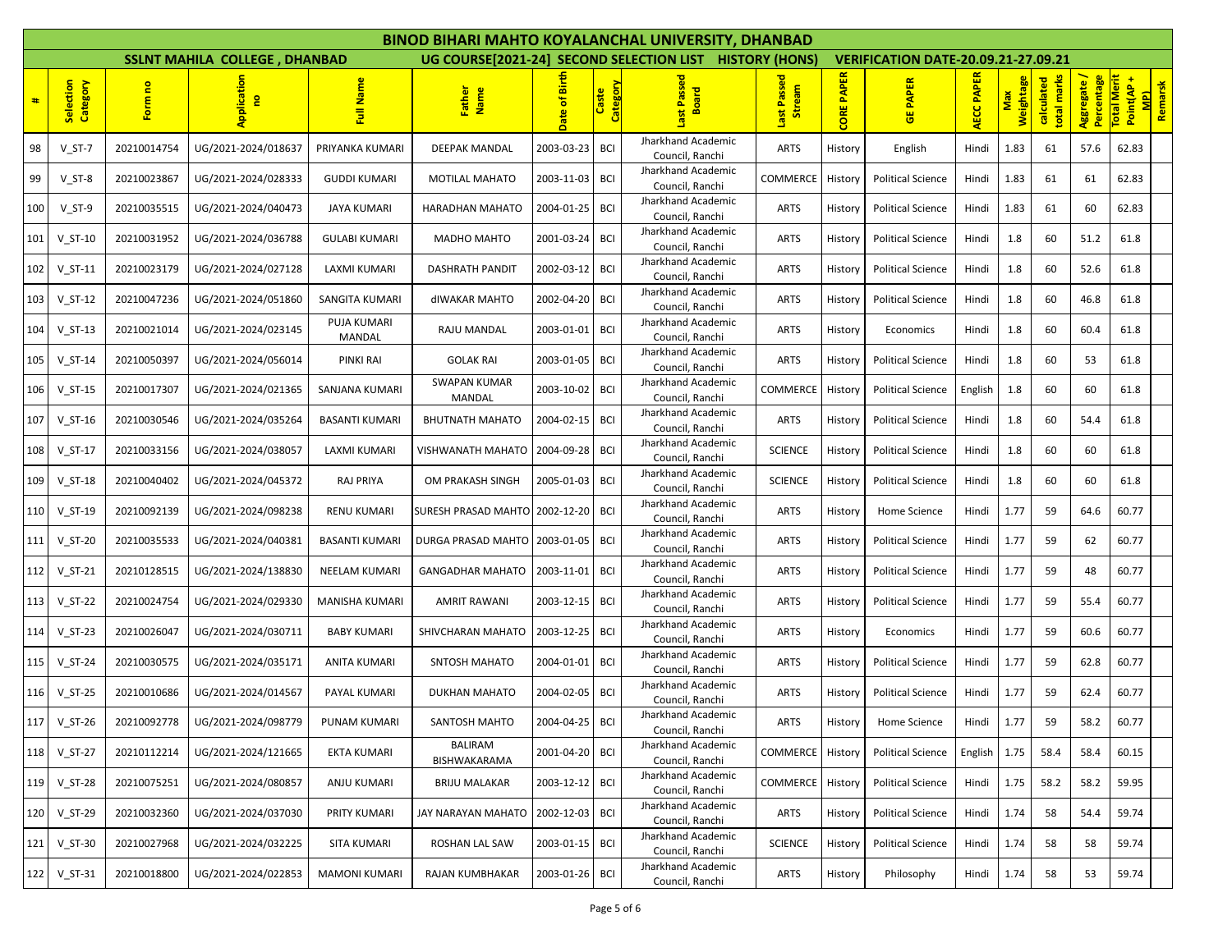# BINOD BIHARI MAHTO KOYALANCHAL UNIVERSITY, DHANBAD

**SSLNT MAHILA COLLEGE , DHANBAD** | **UG COURSE[2021-24] SECOND SELECTION LIST HISTORY (HONS)** | **VERIFICATION DATE-20.09.21-27.09.21**

| # | Selection Category | Form no | Application no | Full Name | Father Name | Date of Birth | Caste Category | Last Passed Board | Last Passed Stream | CORE PAPER | GE PAPER | AECC PAPER | Max Weightage | calculated total marks | Aggregate / Percentage | Total Merit Point(AP + MP) | Remarsk |
|---|---|---|---|---|---|---|---|---|---|---|---|---|---|---|---|---|---|
| 98 | V_ST-7 | 20210014754 | UG/2021-2024/018637 | PRIYANKA KUMARI | DEEPAK MANDAL | 2003-03-23 | BCI | Jharkhand Academic Council, Ranchi | ARTS | History | English | Hindi | 1.83 | 61 | 57.6 | 62.83 | |
| 99 | V_ST-8 | 20210023867 | UG/2021-2024/028333 | GUDDI KUMARI | MOTILAL MAHATO | 2003-11-03 | BCI | Jharkhand Academic Council, Ranchi | COMMERCE | History | Political Science | Hindi | 1.83 | 61 | 61 | 62.83 | |
| 100 | V_ST-9 | 20210035515 | UG/2021-2024/040473 | JAYA KUMARI | HARADHAN MAHATO | 2004-01-25 | BCI | Jharkhand Academic Council, Ranchi | ARTS | History | Political Science | Hindi | 1.83 | 61 | 60 | 62.83 | |
| 101 | V_ST-10 | 20210031952 | UG/2021-2024/036788 | GULABI KUMARI | MADHO MAHTO | 2001-03-24 | BCI | Jharkhand Academic Council, Ranchi | ARTS | History | Political Science | Hindi | 1.8 | 60 | 51.2 | 61.8 | |
| 102 | V_ST-11 | 20210023179 | UG/2021-2024/027128 | LAXMI KUMARI | DASHRATH PANDIT | 2002-03-12 | BCI | Jharkhand Academic Council, Ranchi | ARTS | History | Political Science | Hindi | 1.8 | 60 | 52.6 | 61.8 | |
| 103 | V_ST-12 | 20210047236 | UG/2021-2024/051860 | SANGITA KUMARI | dIWAKAR MAHTO | 2002-04-20 | BCI | Jharkhand Academic Council, Ranchi | ARTS | History | Political Science | Hindi | 1.8 | 60 | 46.8 | 61.8 | |
| 104 | V_ST-13 | 20210021014 | UG/2021-2024/023145 | PUJA KUMARI MANDAL | RAJU MANDAL | 2003-01-01 | BCI | Jharkhand Academic Council, Ranchi | ARTS | History | Economics | Hindi | 1.8 | 60 | 60.4 | 61.8 | |
| 105 | V_ST-14 | 20210050397 | UG/2021-2024/056014 | PINKI RAI | GOLAK RAI | 2003-01-05 | BCI | Jharkhand Academic Council, Ranchi | ARTS | History | Political Science | Hindi | 1.8 | 60 | 53 | 61.8 | |
| 106 | V_ST-15 | 20210017307 | UG/2021-2024/021365 | SANJANA KUMARI | SWAPAN KUMAR MANDAL | 2003-10-02 | BCI | Jharkhand Academic Council, Ranchi | COMMERCE | History | Political Science | English | 1.8 | 60 | 60 | 61.8 | |
| 107 | V_ST-16 | 20210030546 | UG/2021-2024/035264 | BASANTI KUMARI | BHUTNATH MAHATO | 2004-02-15 | BCI | Jharkhand Academic Council, Ranchi | ARTS | History | Political Science | Hindi | 1.8 | 60 | 54.4 | 61.8 | |
| 108 | V_ST-17 | 20210033156 | UG/2021-2024/038057 | LAXMI KUMARI | VISHWANATH MAHATO | 2004-09-28 | BCI | Jharkhand Academic Council, Ranchi | SCIENCE | History | Political Science | Hindi | 1.8 | 60 | 60 | 61.8 | |
| 109 | V_ST-18 | 20210040402 | UG/2021-2024/045372 | RAJ PRIYA | OM PRAKASH SINGH | 2005-01-03 | BCI | Jharkhand Academic Council, Ranchi | SCIENCE | History | Political Science | Hindi | 1.8 | 60 | 60 | 61.8 | |
| 110 | V_ST-19 | 20210092139 | UG/2021-2024/098238 | RENU KUMARI | SURESH PRASAD MAHTO | 2002-12-20 | BCI | Jharkhand Academic Council, Ranchi | ARTS | History | Home Science | Hindi | 1.77 | 59 | 64.6 | 60.77 | |
| 111 | V_ST-20 | 20210035533 | UG/2021-2024/040381 | BASANTI KUMARI | DURGA PRASAD MAHTO | 2003-01-05 | BCI | Jharkhand Academic Council, Ranchi | ARTS | History | Political Science | Hindi | 1.77 | 59 | 62 | 60.77 | |
| 112 | V_ST-21 | 20210128515 | UG/2021-2024/138830 | NEELAM KUMARI | GANGADHAR MAHATO | 2003-11-01 | BCI | Jharkhand Academic Council, Ranchi | ARTS | History | Political Science | Hindi | 1.77 | 59 | 48 | 60.77 | |
| 113 | V_ST-22 | 20210024754 | UG/2021-2024/029330 | MANISHA KUMARI | AMRIT RAWANI | 2003-12-15 | BCI | Jharkhand Academic Council, Ranchi | ARTS | History | Political Science | Hindi | 1.77 | 59 | 55.4 | 60.77 | |
| 114 | V_ST-23 | 20210026047 | UG/2021-2024/030711 | BABY KUMARI | SHIVCHARAN MAHATO | 2003-12-25 | BCI | Jharkhand Academic Council, Ranchi | ARTS | History | Economics | Hindi | 1.77 | 59 | 60.6 | 60.77 | |
| 115 | V_ST-24 | 20210030575 | UG/2021-2024/035171 | ANITA KUMARI | SNTOSH MAHATO | 2004-01-01 | BCI | Jharkhand Academic Council, Ranchi | ARTS | History | Political Science | Hindi | 1.77 | 59 | 62.8 | 60.77 | |
| 116 | V_ST-25 | 20210010686 | UG/2021-2024/014567 | PAYAL KUMARI | DUKHAN MAHATO | 2004-02-05 | BCI | Jharkhand Academic Council, Ranchi | ARTS | History | Political Science | Hindi | 1.77 | 59 | 62.4 | 60.77 | |
| 117 | V_ST-26 | 20210092778 | UG/2021-2024/098779 | PUNAM KUMARI | SANTOSH MAHTO | 2004-04-25 | BCI | Jharkhand Academic Council, Ranchi | ARTS | History | Home Science | Hindi | 1.77 | 59 | 58.2 | 60.77 | |
| 118 | V_ST-27 | 20210112214 | UG/2021-2024/121665 | EKTA KUMARI | BALIRAM BISHWAKARAMA | 2001-04-20 | BCI | Jharkhand Academic Council, Ranchi | COMMERCE | History | Political Science | English | 1.75 | 58.4 | 58.4 | 60.15 | |
| 119 | V_ST-28 | 20210075251 | UG/2021-2024/080857 | ANJU KUMARI | BRIJU MALAKAR | 2003-12-12 | BCI | Jharkhand Academic Council, Ranchi | COMMERCE | History | Political Science | Hindi | 1.75 | 58.2 | 58.2 | 59.95 | |
| 120 | V_ST-29 | 20210032360 | UG/2021-2024/037030 | PRITY KUMARI | JAY NARAYAN MAHATO | 2002-12-03 | BCI | Jharkhand Academic Council, Ranchi | ARTS | History | Political Science | Hindi | 1.74 | 58 | 54.4 | 59.74 | |
| 121 | V_ST-30 | 20210027968 | UG/2021-2024/032225 | SITA KUMARI | ROSHAN LAL SAW | 2003-01-15 | BCI | Jharkhand Academic Council, Ranchi | SCIENCE | History | Political Science | Hindi | 1.74 | 58 | 58 | 59.74 | |
| 122 | V_ST-31 | 20210018800 | UG/2021-2024/022853 | MAMONI KUMARI | RAJAN KUMBHAKAR | 2003-01-26 | BCI | Jharkhand Academic Council, Ranchi | ARTS | History | Philosophy | Hindi | 1.74 | 58 | 53 | 59.74 | |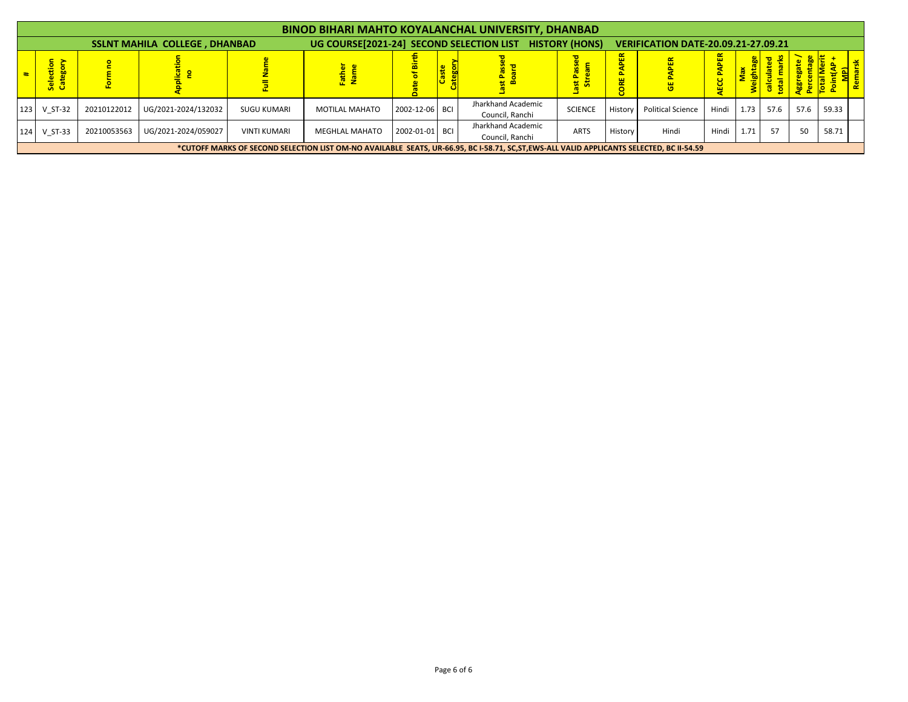# BINOD BIHARI MAHTO KOYALANCHAL UNIVERSITY, DHANBAD

**SSLNT MAHILA COLLEGE , DHANBAD** | **UG COURSE[2021-24] SECOND SELECTION LIST HISTORY (HONS)** | **VERIFICATION DATE-20.09.21-27.09.21**

| # | Selection Category | Form no | Application no | Full Name | Father Name | Date of Birth | Caste Category | Last Passed Board | Last Passed Stream | CORE PAPER | GE PAPER | AECC PAPER | Max Weightage | calculated total marks | Aggregate / Percentage | Total Merit Point(AP + MP) | Remarsk |
|---|---|---|---|---|---|---|---|---|---|---|---|---|---|---|---|---|---|
| 123 | V_ST-32 | 20210122012 | UG/2021-2024/132032 | SUGU KUMARI | MOTILAL MAHATO | 2002-12-06 | BCI | Jharkhand Academic Council, Ranchi | SCIENCE | History | Political Science | Hindi | 1.73 | 57.6 | 57.6 | 59.33 | |
| 124 | V_ST-33 | 20210053563 | UG/2021-2024/059027 | VINTI KUMARI | MEGHLAL MAHATO | 2002-01-01 | BCI | Jharkhand Academic Council, Ranchi | ARTS | History | Hindi | Hindi | 1.71 | 57 | 50 | 58.71 | |

**\*CUTOFF MARKS OF SECOND SELECTION LIST OM-NO AVAILABLE SEATS, UR-66.95, BC I-58.71, SC,ST,EWS-ALL VALID APPLICANTS SELECTED, BC II-54.59**